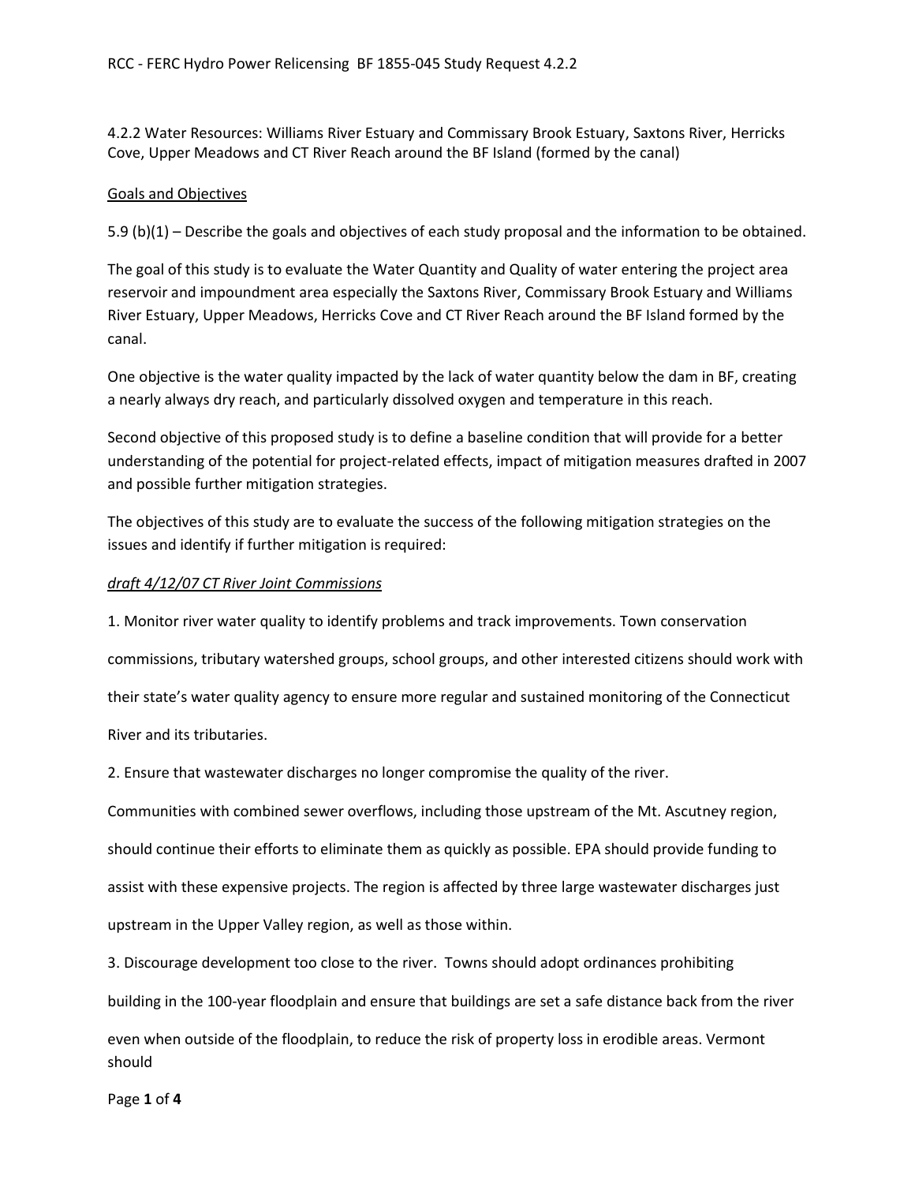4.2.2 Water Resources: Williams River Estuary and Commissary Brook Estuary, Saxtons River, Herricks Cove, Upper Meadows and CT River Reach around the BF Island (formed by the canal)

## Goals and Objectives

5.9 (b)(1) – Describe the goals and objectives of each study proposal and the information to be obtained.

The goal of this study is to evaluate the Water Quantity and Quality of water entering the project area reservoir and impoundment area especially the Saxtons River, Commissary Brook Estuary and Williams River Estuary, Upper Meadows, Herricks Cove and CT River Reach around the BF Island formed by the canal.

One objective is the water quality impacted by the lack of water quantity below the dam in BF, creating a nearly always dry reach, and particularly dissolved oxygen and temperature in this reach.

Second objective of this proposed study is to define a baseline condition that will provide for a better understanding of the potential for project-related effects, impact of mitigation measures drafted in 2007 and possible further mitigation strategies.

The objectives of this study are to evaluate the success of the following mitigation strategies on the issues and identify if further mitigation is required:

*draft 4/12/07 CT River Joint Commissions*

1. Monitor river water quality to identify problems and track improvements. Town conservation commissions, tributary watershed groups, school groups, and other interested citizens should work with their state's water quality agency to ensure more regular and sustained monitoring of the Connecticut River and its tributaries.

2. Ensure that wastewater discharges no longer compromise the quality of the river. Communities with combined sewer overflows, including those upstream of the Mt. Ascutney region, should continue their efforts to eliminate them as quickly as possible. EPA should provide funding to assist with these expensive projects. The region is affected by three large wastewater discharges just upstream in the Upper Valley region, as well as those within.

3. Discourage development too close to the river. Towns should adopt ordinances prohibiting building in the 100-year floodplain and ensure that buildings are set a safe distance back from the river even when outside of the floodplain, to reduce the risk of property loss in erodible areas. Vermont should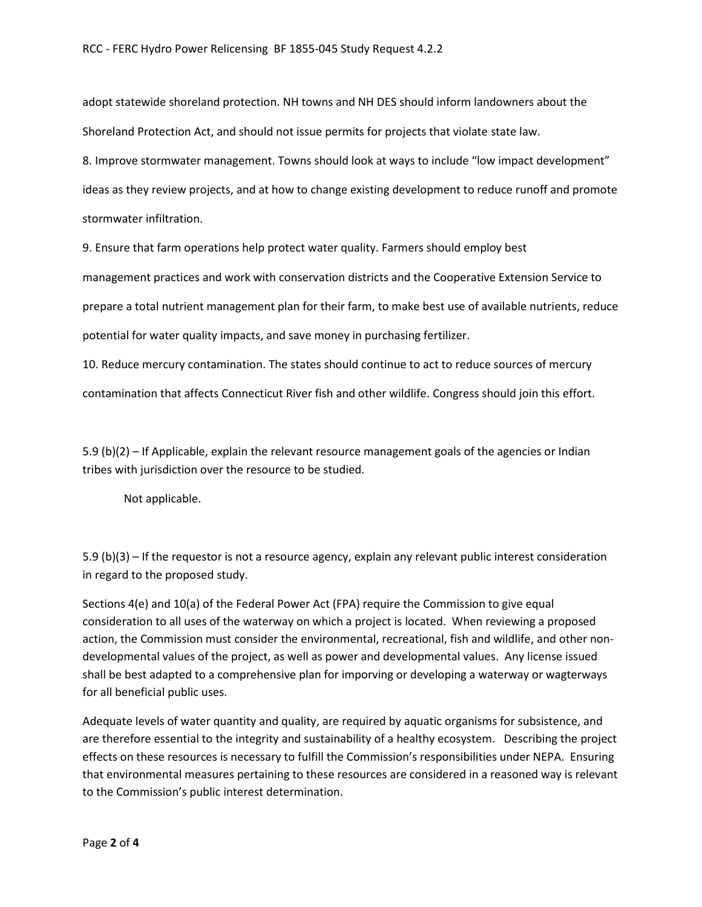adopt statewide shoreland protection. NH towns and NH DES should inform landowners about the Shoreland Protection Act, and should not issue permits for projects that violate state law.

8. Improve stormwater management. Towns should look at ways to include "low impact development" ideas as they review projects, and at how to change existing development to reduce runoff and promote stormwater infiltration.

9. Ensure that farm operations help protect water quality. Farmers should employ best management practices and work with conservation districts and the Cooperative Extension Service to prepare a total nutrient management plan for their farm, to make best use of available nutrients, reduce potential for water quality impacts, and save money in purchasing fertilizer.

10. Reduce mercury contamination. The states should continue to act to reduce sources of mercury contamination that affects Connecticut River fish and other wildlife. Congress should join this effort.

5.9 (b)(2) – If Applicable, explain the relevant resource management goals of the agencies or Indian tribes with jurisdiction over the resource to be studied.

Not applicable.

5.9 (b)(3) – If the requestor is not a resource agency, explain any relevant public interest consideration in regard to the proposed study.

Sections 4(e) and 10(a) of the Federal Power Act (FPA) require the Commission to give equal consideration to all uses of the waterway on which a project is located. When reviewing a proposed action, the Commission must consider the environmental, recreational, fish and wildlife, and other non-developmental values of the project, as well as power and developmental values. Any license issued shall be best adapted to a comprehensive plan for imporving or developing a waterway or wagterways for all beneficial public uses.

Adequate levels of water quantity and quality, are required by aquatic organisms for subsistence, and are therefore essential to the integrity and sustainability of a healthy ecosystem. Describing the project effects on these resources is necessary to fulfill the Commission's responsibilities under NEPA. Ensuring that environmental measures pertaining to these resources are considered in a reasoned way is relevant to the Commission's public interest determination.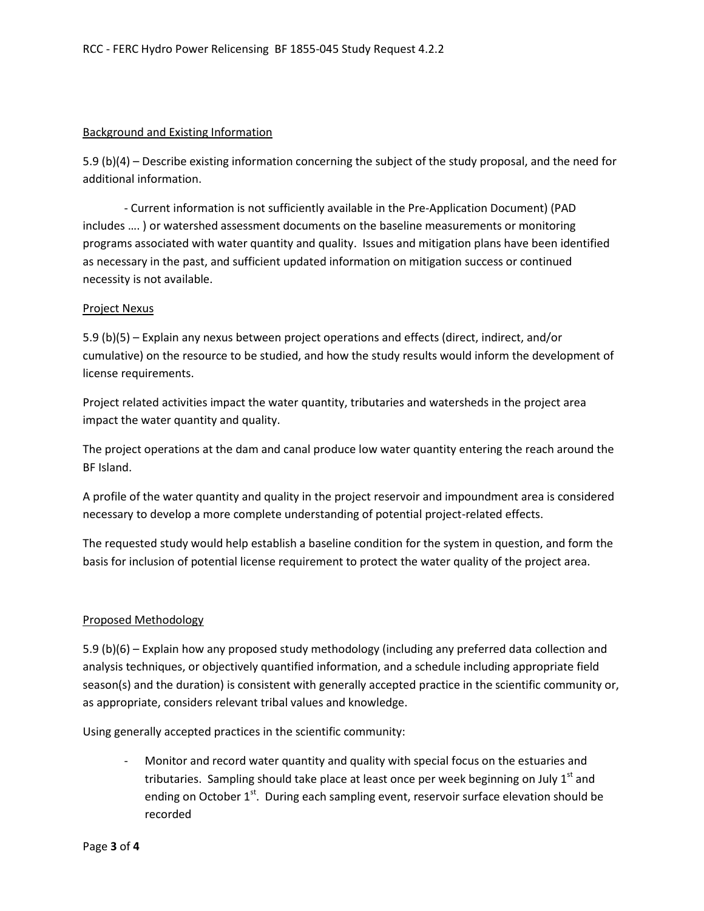## Background and Existing Information

5.9 (b)(4) – Describe existing information concerning the subject of the study proposal, and the need for additional information.

- Current information is not sufficiently available in the Pre-Application Document) (PAD includes …. ) or watershed assessment documents on the baseline measurements or monitoring programs associated with water quantity and quality. Issues and mitigation plans have been identified as necessary in the past, and sufficient updated information on mitigation success or continued necessity is not available.

## Project Nexus

5.9 (b)(5) – Explain any nexus between project operations and effects (direct, indirect, and/or cumulative) on the resource to be studied, and how the study results would inform the development of license requirements.

Project related activities impact the water quantity, tributaries and watersheds in the project area impact the water quantity and quality.

The project operations at the dam and canal produce low water quantity entering the reach around the BF Island.

A profile of the water quantity and quality in the project reservoir and impoundment area is considered necessary to develop a more complete understanding of potential project-related effects.

The requested study would help establish a baseline condition for the system in question, and form the basis for inclusion of potential license requirement to protect the water quality of the project area.

## Proposed Methodology

5.9 (b)(6) – Explain how any proposed study methodology (including any preferred data collection and analysis techniques, or objectively quantified information, and a schedule including appropriate field season(s) and the duration) is consistent with generally accepted practice in the scientific community or, as appropriate, considers relevant tribal values and knowledge.

Using generally accepted practices in the scientific community:

- Monitor and record water quantity and quality with special focus on the estuaries and tributaries. Sampling should take place at least once per week beginning on July 1st and ending on October 1st. During each sampling event, reservoir surface elevation should be recorded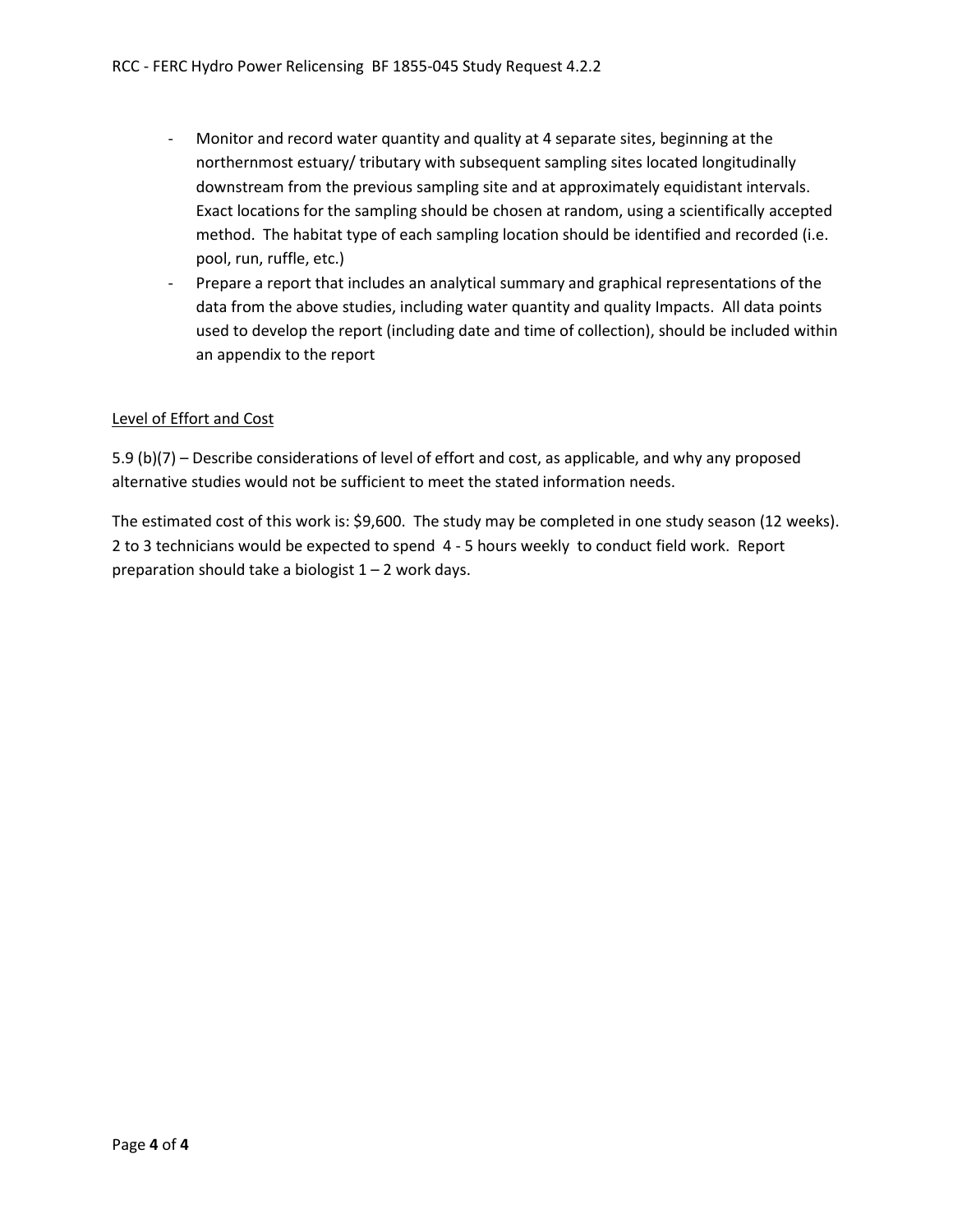- Monitor and record water quantity and quality at 4 separate sites, beginning at the northernmost estuary/ tributary with subsequent sampling sites located longitudinally downstream from the previous sampling site and at approximately equidistant intervals. Exact locations for the sampling should be chosen at random, using a scientifically accepted method. The habitat type of each sampling location should be identified and recorded (i.e. pool, run, ruffle, etc.)
- Prepare a report that includes an analytical summary and graphical representations of the data from the above studies, including water quantity and quality Impacts. All data points used to develop the report (including date and time of collection), should be included within an appendix to the report

Level of Effort and Cost

5.9 (b)(7) – Describe considerations of level of effort and cost, as applicable, and why any proposed alternative studies would not be sufficient to meet the stated information needs.

The estimated cost of this work is: $9,600. The study may be completed in one study season (12 weeks). 2 to 3 technicians would be expected to spend 4 - 5 hours weekly to conduct field work. Report preparation should take a biologist 1 – 2 work days.